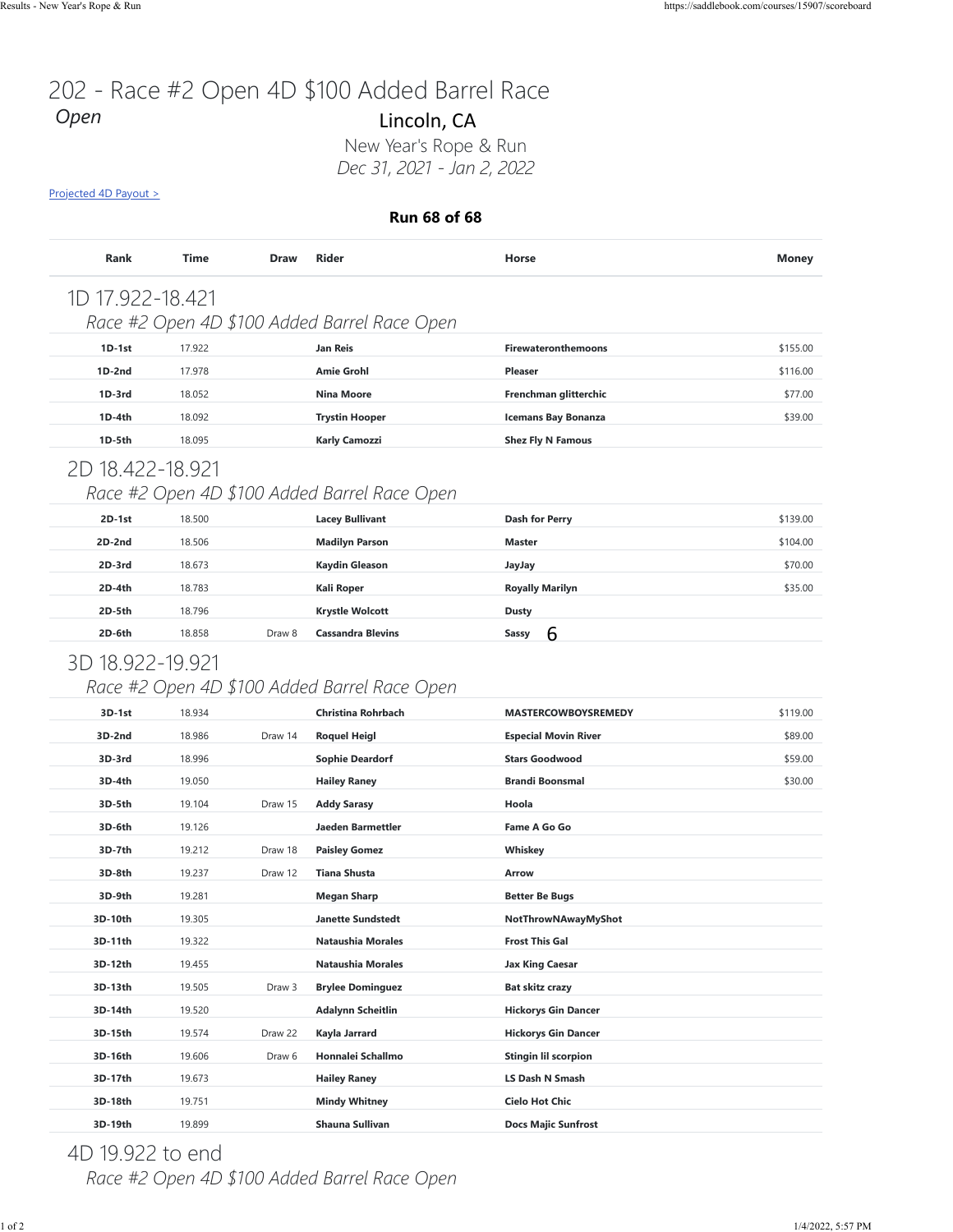# 202 - Race #2 Open 4D $100 Added Barrel Race

*Open*

Lincoln, CA

New Year's Rope & Run

*Dec 31, 2021 - Jan 2, 2022*

Projected 4D Payout >

**Run 68 of 68**

| Rank | Time | Draw | Rider | Horse | Money |
|---|---|---|---|---|---|

## 1D 17.922-18.421

*Race #2 Open 4D $100 Added Barrel Race Open*

| Rank | Time | Draw | Rider | Horse | Money |
|---|---|---|---|---|---|
| **1D-1st** | 17.922 | | **Jan Reis** | **Firewateronthemoons** | $155.00 |
| **1D-2nd** | 17.978 | | **Amie Grohl** | **Pleaser** | $116.00 |
| **1D-3rd** | 18.052 | | **Nina Moore** | **Frenchman glitterchic** | $77.00 |
| **1D-4th** | 18.092 | | **Trystin Hooper** | **Icemans Bay Bonanza** | $39.00 |
| **1D-5th** | 18.095 | | **Karly Camozzi** | **Shez Fly N Famous** | |

## 2D 18.422-18.921

*Race #2 Open 4D $100 Added Barrel Race Open*

| Rank | Time | Draw | Rider | Horse | Money |
|---|---|---|---|---|---|
| **2D-1st** | 18.500 | | **Lacey Bullivant** | **Dash for Perry** | $139.00 |
| **2D-2nd** | 18.506 | | **Madilyn Parson** | **Master** | $104.00 |
| **2D-3rd** | 18.673 | | **Kaydin Gleason** | **JayJay** | $70.00 |
| **2D-4th** | 18.783 | | **Kali Roper** | **Royally Marilyn** | $35.00 |
| **2D-5th** | 18.796 | | **Krystle Wolcott** | **Dusty** | |
| **2D-6th** | 18.858 | Draw 8 | **Cassandra Blevins** | **Sassy** 6 | |

## 3D 18.922-19.921

*Race #2 Open 4D $100 Added Barrel Race Open*

| Rank | Time | Draw | Rider | Horse | Money |
|---|---|---|---|---|---|
| **3D-1st** | 18.934 | | **Christina Rohrbach** | **MASTERCOWBOYSREMEDY** | $119.00 |
| **3D-2nd** | 18.986 | Draw 14 | **Roquel Heigl** | **Especial Movin River** | $89.00 |
| **3D-3rd** | 18.996 | | **Sophie Deardorf** | **Stars Goodwood** | $59.00 |
| **3D-4th** | 19.050 | | **Hailey Raney** | **Brandi Boonsmal** | $30.00 |
| **3D-5th** | 19.104 | Draw 15 | **Addy Sarasy** | **Hoola** | |
| **3D-6th** | 19.126 | | **Jaeden Barmettler** | **Fame A Go Go** | |
| **3D-7th** | 19.212 | Draw 18 | **Paisley Gomez** | **Whiskey** | |
| **3D-8th** | 19.237 | Draw 12 | **Tiana Shusta** | **Arrow** | |
| **3D-9th** | 19.281 | | **Megan Sharp** | **Better Be Bugs** | |
| **3D-10th** | 19.305 | | **Janette Sundstedt** | **NotThrowNAwayMyShot** | |
| **3D-11th** | 19.322 | | **Nataushia Morales** | **Frost This Gal** | |
| **3D-12th** | 19.455 | | **Nataushia Morales** | **Jax King Caesar** | |
| **3D-13th** | 19.505 | Draw 3 | **Brylee Dominguez** | **Bat skitz crazy** | |
| **3D-14th** | 19.520 | | **Adalynn Scheitlin** | **Hickorys Gin Dancer** | |
| **3D-15th** | 19.574 | Draw 22 | **Kayla Jarrard** | **Hickorys Gin Dancer** | |
| **3D-16th** | 19.606 | Draw 6 | **Honnalei Schallmo** | **Stingin lil scorpion** | |
| **3D-17th** | 19.673 | | **Hailey Raney** | **LS Dash N Smash** | |
| **3D-18th** | 19.751 | | **Mindy Whitney** | **Cielo Hot Chic** | |
| **3D-19th** | 19.899 | | **Shauna Sullivan** | **Docs Majic Sunfrost** | |

## 4D 19.922 to end

*Race #2 Open 4D $100 Added Barrel Race Open*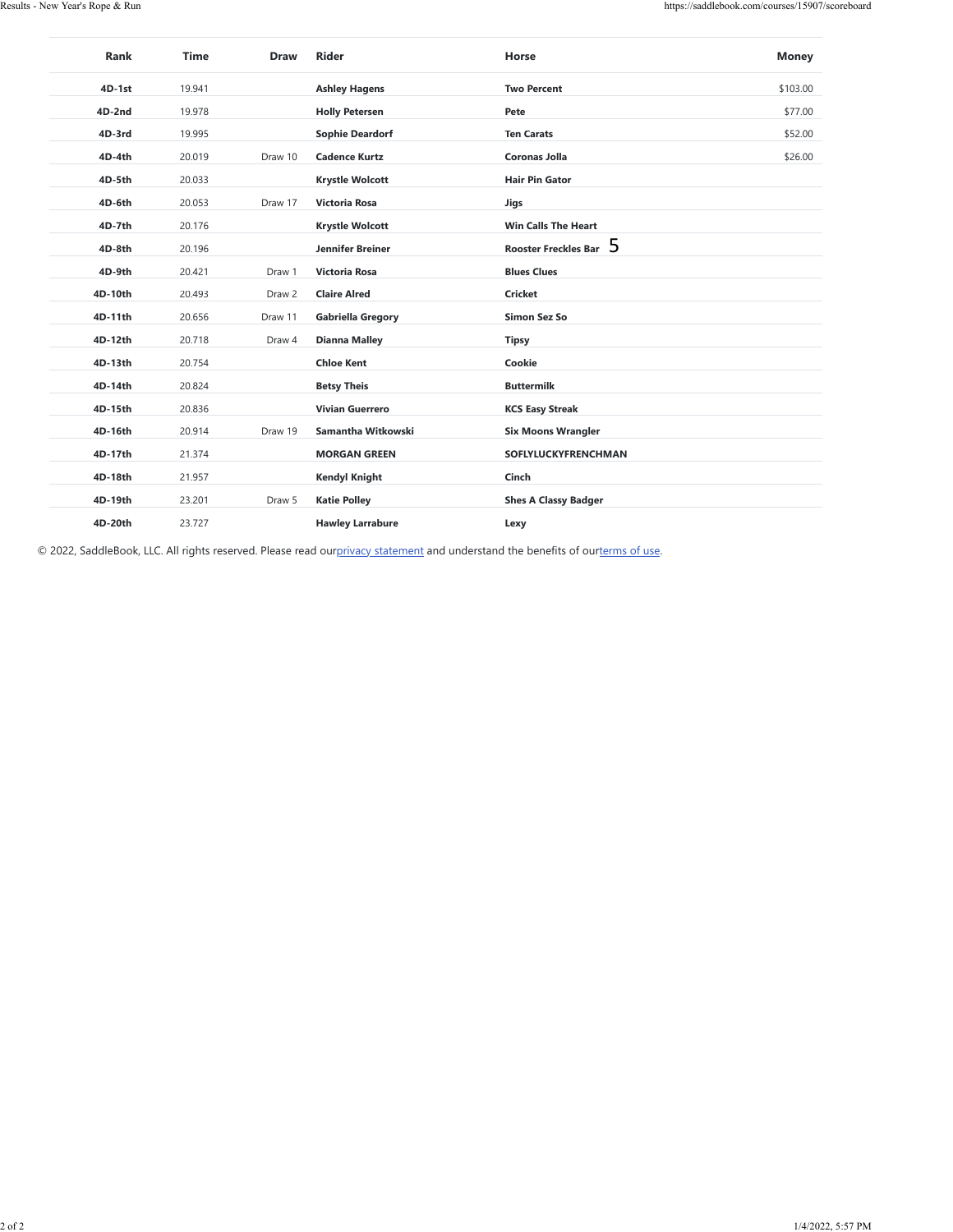| Rank | Time | Draw | Rider | Horse | Money |
|---|---|---|---|---|---|
| 4D-1st | 19.941 | | Ashley Hagens | Two Percent | $103.00 |
| 4D-2nd | 19.978 | | Holly Petersen | Pete | $77.00 |
| 4D-3rd | 19.995 | | Sophie Deardorf | Ten Carats | $52.00 |
| 4D-4th | 20.019 | Draw 10 | Cadence Kurtz | Coronas Jolla | $26.00 |
| 4D-5th | 20.033 | | Krystle Wolcott | Hair Pin Gator | |
| 4D-6th | 20.053 | Draw 17 | Victoria Rosa | Jigs | |
| 4D-7th | 20.176 | | Krystle Wolcott | Win Calls The Heart | |
| 4D-8th | 20.196 | | Jennifer Breiner | Rooster Freckles Bar 5 | |
| 4D-9th | 20.421 | Draw 1 | Victoria Rosa | Blues Clues | |
| 4D-10th | 20.493 | Draw 2 | Claire Alred | Cricket | |
| 4D-11th | 20.656 | Draw 11 | Gabriella Gregory | Simon Sez So | |
| 4D-12th | 20.718 | Draw 4 | Dianna Malley | Tipsy | |
| 4D-13th | 20.754 | | Chloe Kent | Cookie | |
| 4D-14th | 20.824 | | Betsy Theis | Buttermilk | |
| 4D-15th | 20.836 | | Vivian Guerrero | KCS Easy Streak | |
| 4D-16th | 20.914 | Draw 19 | Samantha Witkowski | Six Moons Wrangler | |
| 4D-17th | 21.374 | | MORGAN GREEN | SOFLYLUCKYFRENCHMAN | |
| 4D-18th | 21.957 | | Kendyl Knight | Cinch | |
| 4D-19th | 23.201 | Draw 5 | Katie Polley | Shes A Classy Badger | |
| 4D-20th | 23.727 | | Hawley Larrabure | Lexy | |

© 2022, SaddleBook, LLC. All rights reserved. Please read our privacy statement and understand the benefits of our terms of use.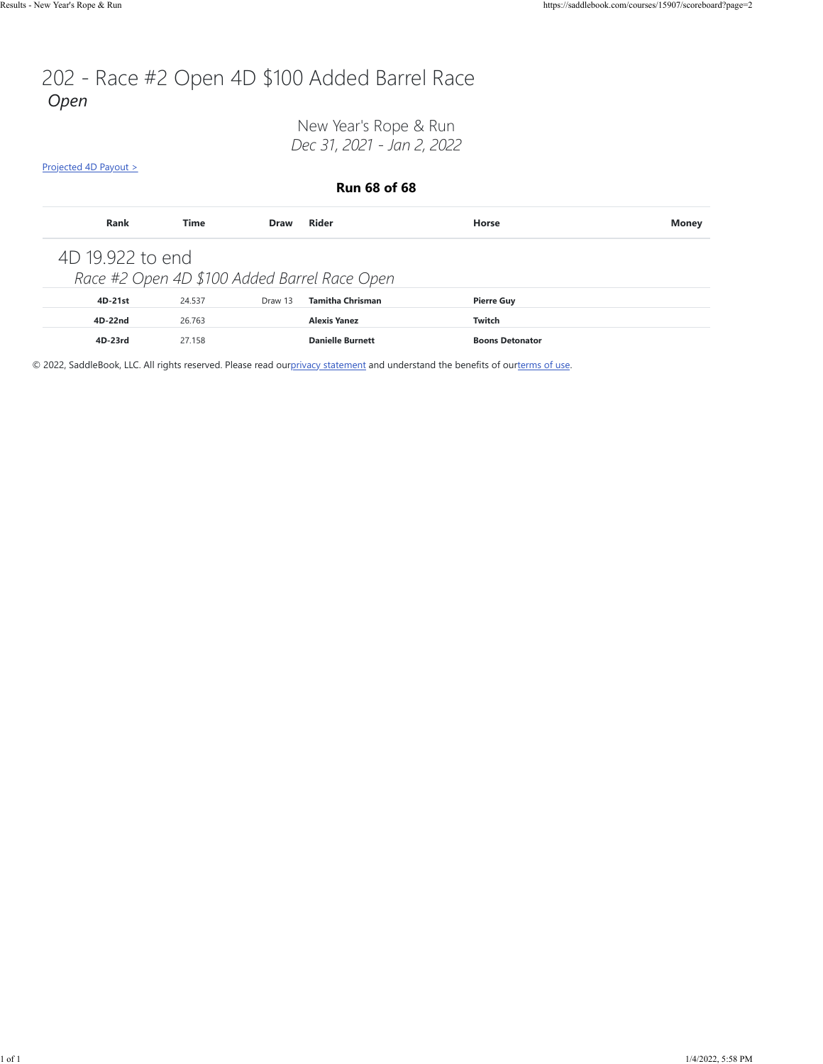# 202 - Race #2 Open 4D $100 Added Barrel Race

*Open*

New Year's Rope & Run

*Dec 31, 2021 - Jan 2, 2022*

[Projected 4D Payout >]

**Run 68 of 68**

| Rank | Time | Draw | Rider | Horse | Money |
|---|---|---|---|---|---|
| **4D 19.922 to end** | | | | | |
| *Race #2 Open 4D $100 Added Barrel Race Open* | | | | | |
| **4D-21st** | 24.537 | Draw 13 | **Tamitha Chrisman** | **Pierre Guy** | |
| **4D-22nd** | 26.763 | | **Alexis Yanez** | **Twitch** | |
| **4D-23rd** | 27.158 | | **Danielle Burnett** | **Boons Detonator** | |

© 2022, SaddleBook, LLC. All rights reserved. Please read our privacy statement and understand the benefits of our terms of use.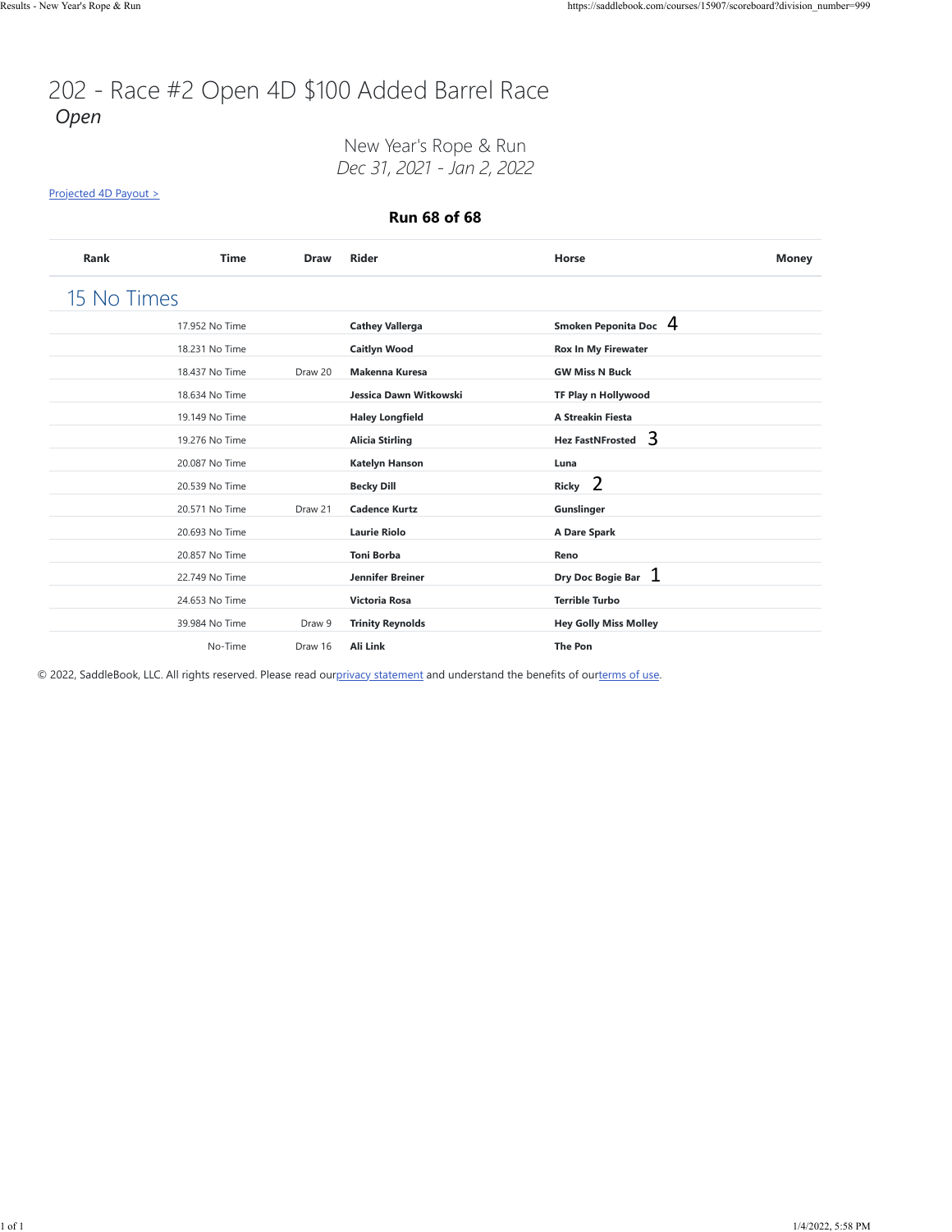# 202 - Race #2 Open 4D $100 Added Barrel Race

*Open*

New Year's Rope & Run

*Dec 31, 2021 - Jan 2, 2022*

Projected 4D Payout >

**Run 68 of 68**

| Rank | Time | Draw | Rider | Horse | Money |
|---|---|---|---|---|---|
| **15 No Times** | | | | | |
| | 17.952 No Time | | **Cathey Vallerga** | **Smoken Peponita Doc** 4 | |
| | 18.231 No Time | | **Caitlyn Wood** | **Rox In My Firewater** | |
| | 18.437 No Time | Draw 20 | **Makenna Kuresa** | **GW Miss N Buck** | |
| | 18.634 No Time | | **Jessica Dawn Witkowski** | **TF Play n Hollywood** | |
| | 19.149 No Time | | **Haley Longfield** | **A Streakin Fiesta** | |
| | 19.276 No Time | | **Alicia Stirling** | **Hez FastNFrosted** 3 | |
| | 20.087 No Time | | **Katelyn Hanson** | **Luna** | |
| | 20.539 No Time | | **Becky Dill** | **Ricky** 2 | |
| | 20.571 No Time | Draw 21 | **Cadence Kurtz** | **Gunslinger** | |
| | 20.693 No Time | | **Laurie Riolo** | **A Dare Spark** | |
| | 20.857 No Time | | **Toni Borba** | **Reno** | |
| | 22.749 No Time | | **Jennifer Breiner** | **Dry Doc Bogie Bar** 1 | |
| | 24.653 No Time | | **Victoria Rosa** | **Terrible Turbo** | |
| | 39.984 No Time | Draw 9 | **Trinity Reynolds** | **Hey Golly Miss Molley** | |
| | No-Time | Draw 16 | **Ali Link** | **The Pon** | |

© 2022, SaddleBook, LLC. All rights reserved. Please read ourprivacy statement and understand the benefits of ourterms of use.